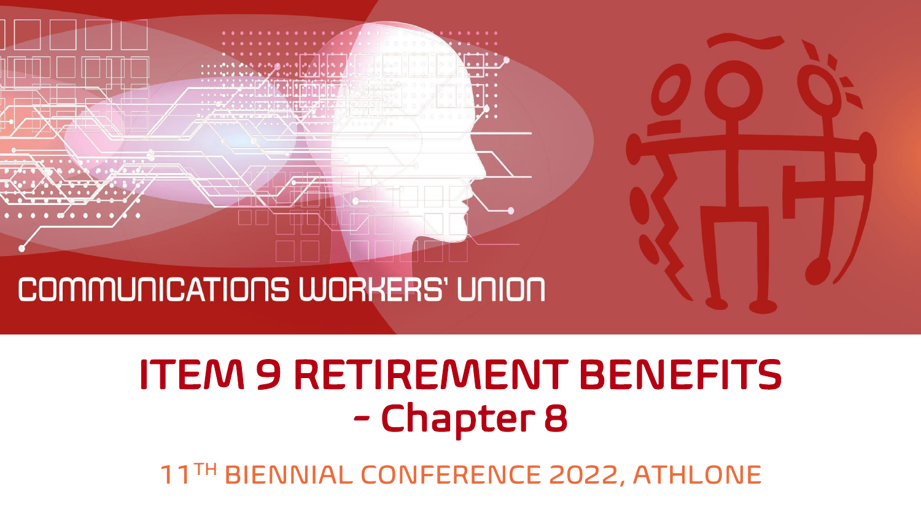COMMUNICATIONS WORKERS' UNION

# ITEM 9 RETIREMENT BENEFITS - Chapter 8

11TH BIENNIAL CONFERENCE 2022, ATHLONE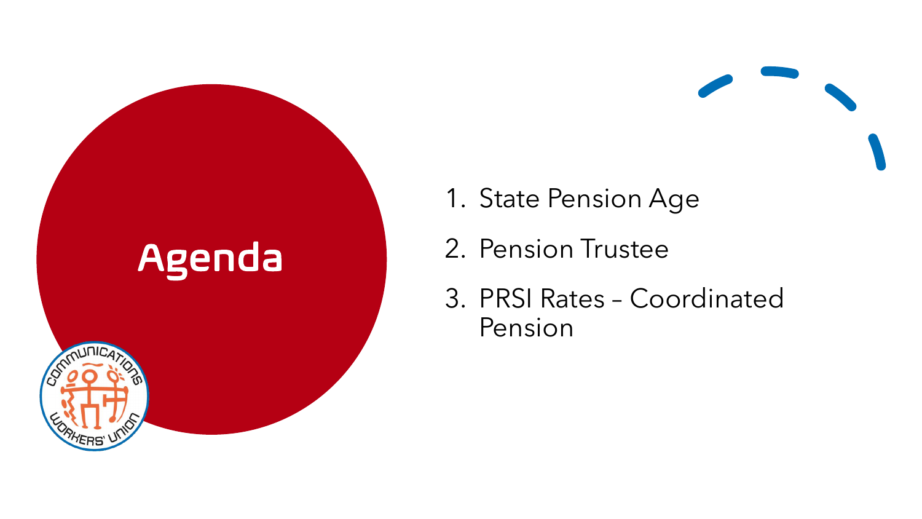# Agenda

1. State Pension Age
2. Pension Trustee
3. PRSI Rates – Coordinated Pension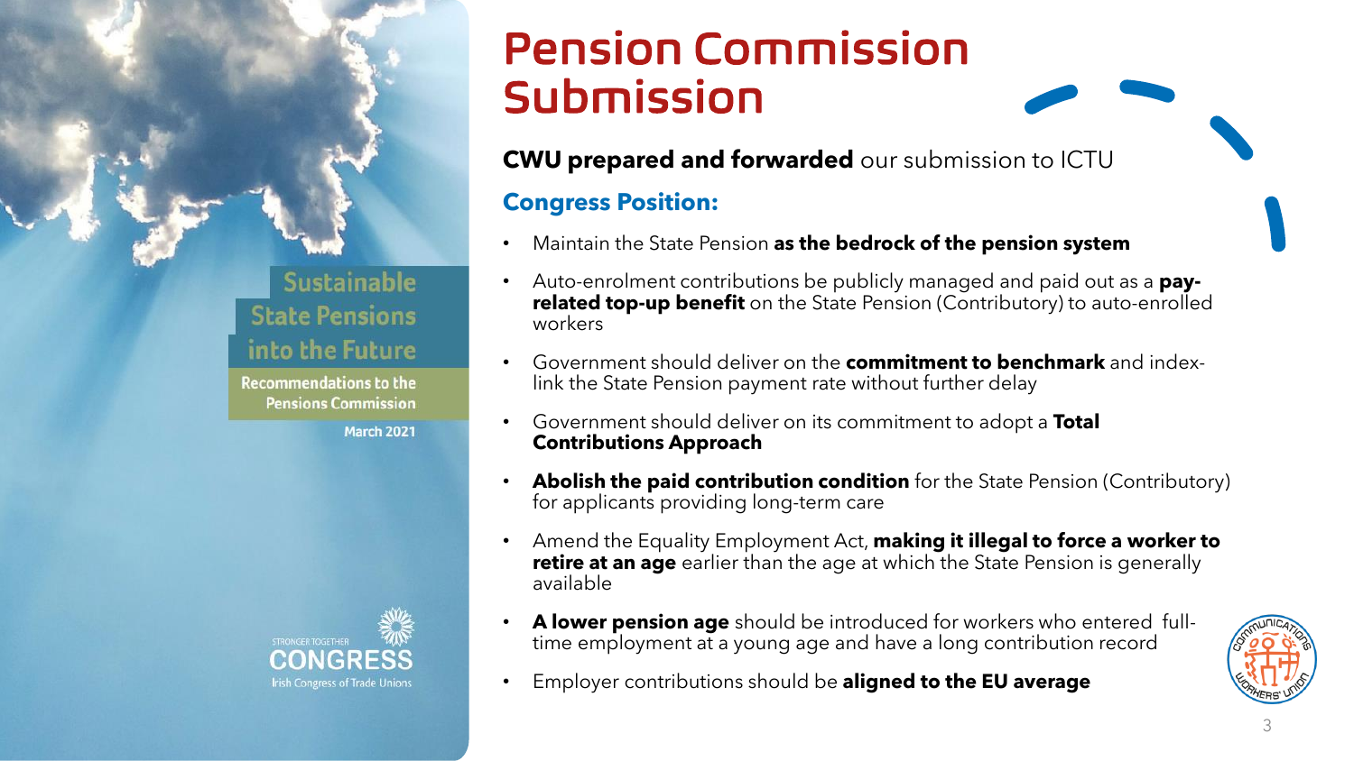# Pension Commission Submission

**CWU prepared and forwarded** our submission to ICTU

## Congress Position:

- Maintain the State Pension **as the bedrock of the pension system**
- Auto-enrolment contributions be publicly managed and paid out as a **pay-related top-up benefit** on the State Pension (Contributory) to auto-enrolled workers
- Government should deliver on the **commitment to benchmark** and index-link the State Pension payment rate without further delay
- Government should deliver on its commitment to adopt a **Total Contributions Approach**
- **Abolish the paid contribution condition** for the State Pension (Contributory) for applicants providing long-term care
- Amend the Equality Employment Act, **making it illegal to force a worker to retire at an age** earlier than the age at which the State Pension is generally available
- **A lower pension age** should be introduced for workers who entered full-time employment at a young age and have a long contribution record
- Employer contributions should be **aligned to the EU average**

Sustainable State Pensions into the Future

Recommendations to the Pensions Commission

March 2021

STRONGER TOGETHER CONGRESS Irish Congress of Trade Unions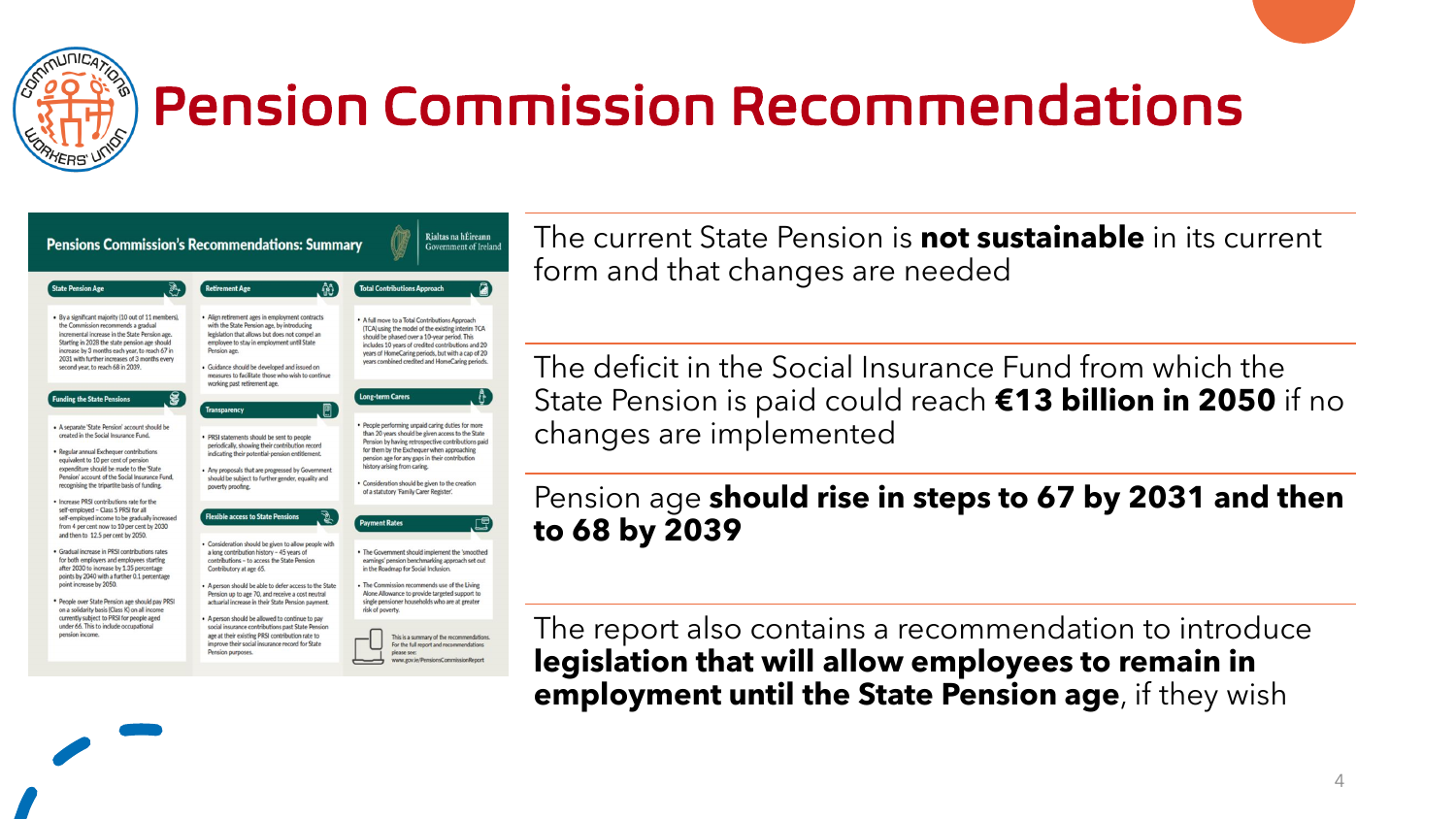# Pension Commission Recommendations

## Pensions Commission's Recommendations: Summary

Rialtas na hÉireann
Government of Ireland

### State Pension Age

- By a significant majority (10 out of 11 members), the Commission recommends a gradual incremental increase in the State Pension age. Starting in 2028 the state pension age should increase by 3 months each year, to reach 67 in 2031 with further increases of 3 months every second year, to reach 68 in 2039.

### Funding the State Pensions

- A separate 'State Pension' account should be created in the Social Insurance Fund.
- Regular annual Exchequer contributions equivalent to 10 per cent of pension expenditure should be made to the 'State Pension' account of the Social Insurance Fund, recognising the tripartite basis of funding.
- Increase PRSI contributions rate for the self-employed – Class S PRSI for all self-employed income to be gradually increased from 4 per cent now to 10 per cent by 2030 and then to 12.5 per cent by 2050.
- Gradual increase in PRSI contributions rates for both employers and employees starting after 2030 to increase by 1.35 percentage points by 2040 with a further 0.1 percentage point increase by 2050.
- People over State Pension age should pay PRSI on a solidarity basis (Class K) on all income currently subject to PRSI for people aged under 66. This to include occupational pension income.

### Retirement Age

- Align retirement ages in employment contracts with the State Pension age, by introducing legislation that allows but does not compel an employee to stay in employment until State Pension age.
- Guidance should be developed and issued on measures to facilitate those who wish to continue working past retirement age.

### Transparency

- PRSI statements should be sent to people periodically, showing their contribution record indicating their potential pension entitlement.
- Any proposals that are progressed by Government should be subject to further gender, equality and poverty proofing.

### Flexible access to State Pensions

- Consideration should be given to allow people with a long contribution history – 45 years of contributions – to access the State Pension Contributory at age 65.
- A person should be able to defer access to the State Pension up to age 70, and receive a cost neutral actuarial increase in their State Pension payment.
- A person should be allowed to continue to pay social insurance contributions past State Pension age at their existing PRSI contribution rate to improve their social insurance record for State Pension purposes.

### Total Contributions Approach

- A full move to a Total Contributions Approach (TCA) using the model of the existing interim TCA should be phased over a 10-year period. This includes 10 years of credited contributions and 20 years of HomeCaring periods, but with a cap of 20 years combined credited and HomeCaring periods.

### Long-term Carers

- People performing unpaid caring duties for more than 20 years should be given access to the State Pension by having retrospective contributions paid for them by the Exchequer when approaching pension age for any gaps in their contribution history arising from caring.
- Consideration should be given to the creation of a statutory 'Family Carer Register'.

### Payment Rates

- The Government should implement the 'smoothed earnings' pension benchmarking approach set out in the Roadmap for Social Inclusion.
- The Commission recommends use of the Living Alone Allowance to provide targeted support to single pensioner households who are at greater risk of poverty.

This is a summary of the recommendations. For the full report and recommendations please see: www.gov.ie/PensionsCommissionReport

---

The current State Pension is **not sustainable** in its current form and that changes are needed

The deficit in the Social Insurance Fund from which the State Pension is paid could reach **€13 billion in 2050** if no changes are implemented

Pension age **should rise in steps to 67 by 2031 and then to 68 by 2039**

The report also contains a recommendation to introduce **legislation that will allow employees to remain in employment until the State Pension age**, if they wish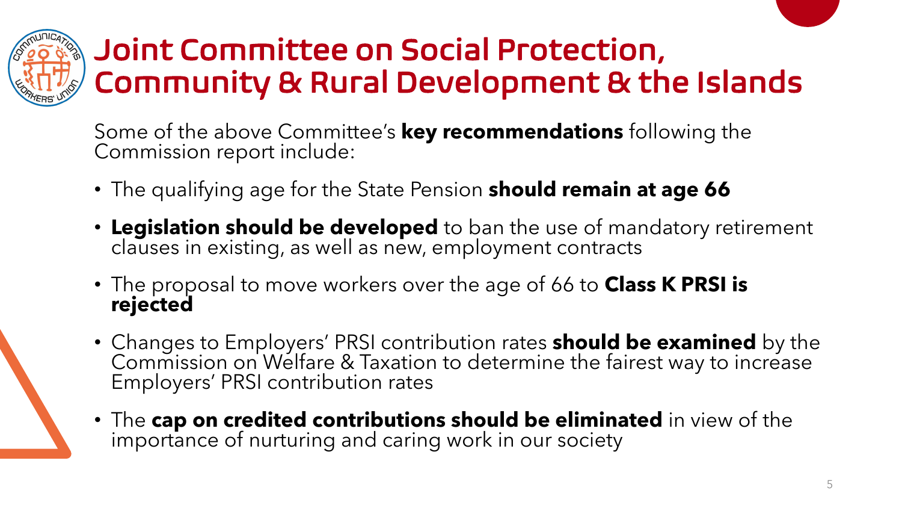# Joint Committee on Social Protection, Community & Rural Development & the Islands

Some of the above Committee's **key recommendations** following the Commission report include:

- The qualifying age for the State Pension **should remain at age 66**
- **Legislation should be developed** to ban the use of mandatory retirement clauses in existing, as well as new, employment contracts
- The proposal to move workers over the age of 66 to **Class K PRSI is rejected**
- Changes to Employers' PRSI contribution rates **should be examined** by the Commission on Welfare & Taxation to determine the fairest way to increase Employers' PRSI contribution rates
- The **cap on credited contributions should be eliminated** in view of the importance of nurturing and caring work in our society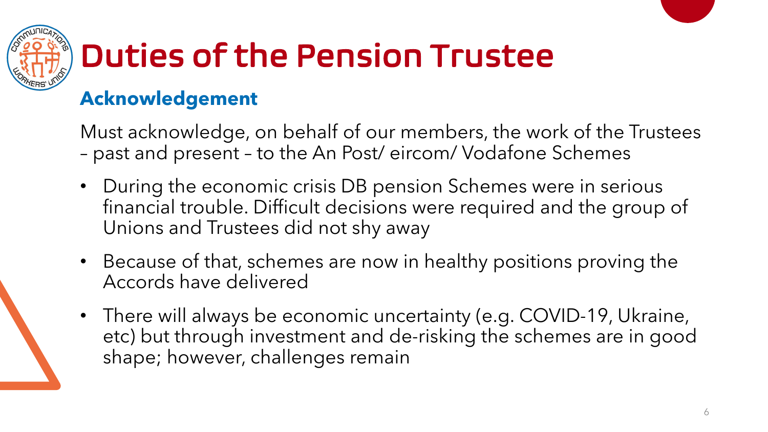# Duties of the Pension Trustee

## Acknowledgement

Must acknowledge, on behalf of our members, the work of the Trustees – past and present – to the An Post/ eircom/ Vodafone Schemes

- During the economic crisis DB pension Schemes were in serious financial trouble. Difficult decisions were required and the group of Unions and Trustees did not shy away
- Because of that, schemes are now in healthy positions proving the Accords have delivered
- There will always be economic uncertainty (e.g. COVID-19, Ukraine, etc) but through investment and de-risking the schemes are in good shape; however, challenges remain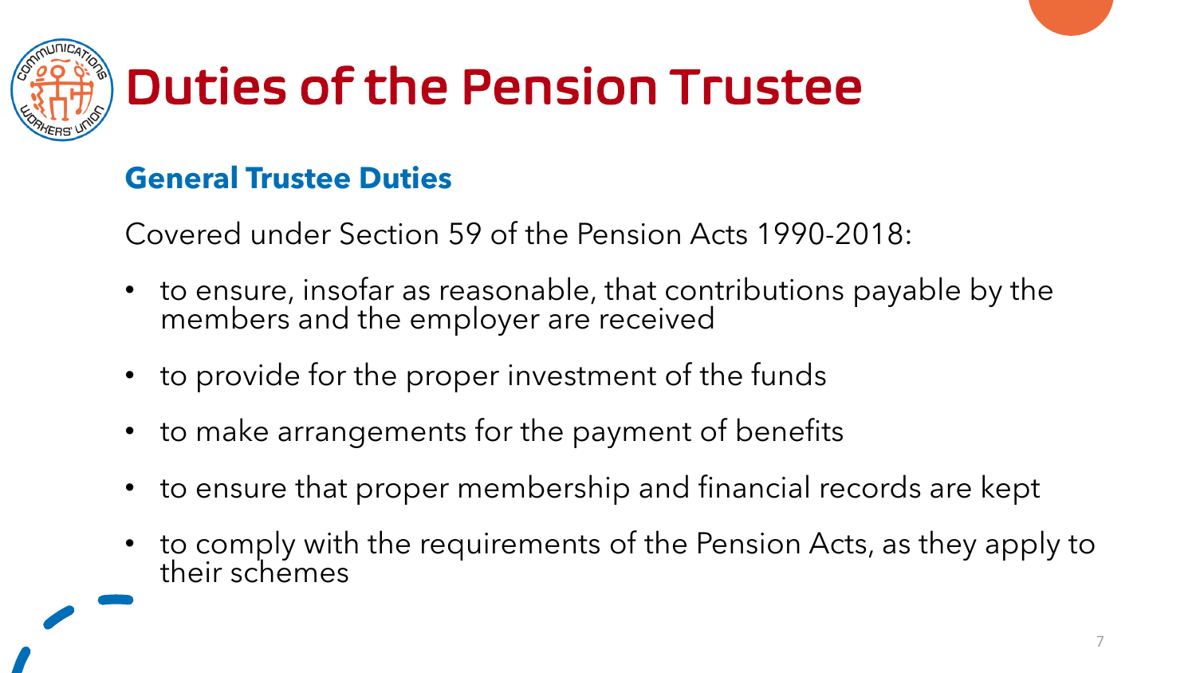# Duties of the Pension Trustee

## General Trustee Duties

Covered under Section 59 of the Pension Acts 1990-2018:

- to ensure, insofar as reasonable, that contributions payable by the members and the employer are received
- to provide for the proper investment of the funds
- to make arrangements for the payment of benefits
- to ensure that proper membership and financial records are kept
- to comply with the requirements of the Pension Acts, as they apply to their schemes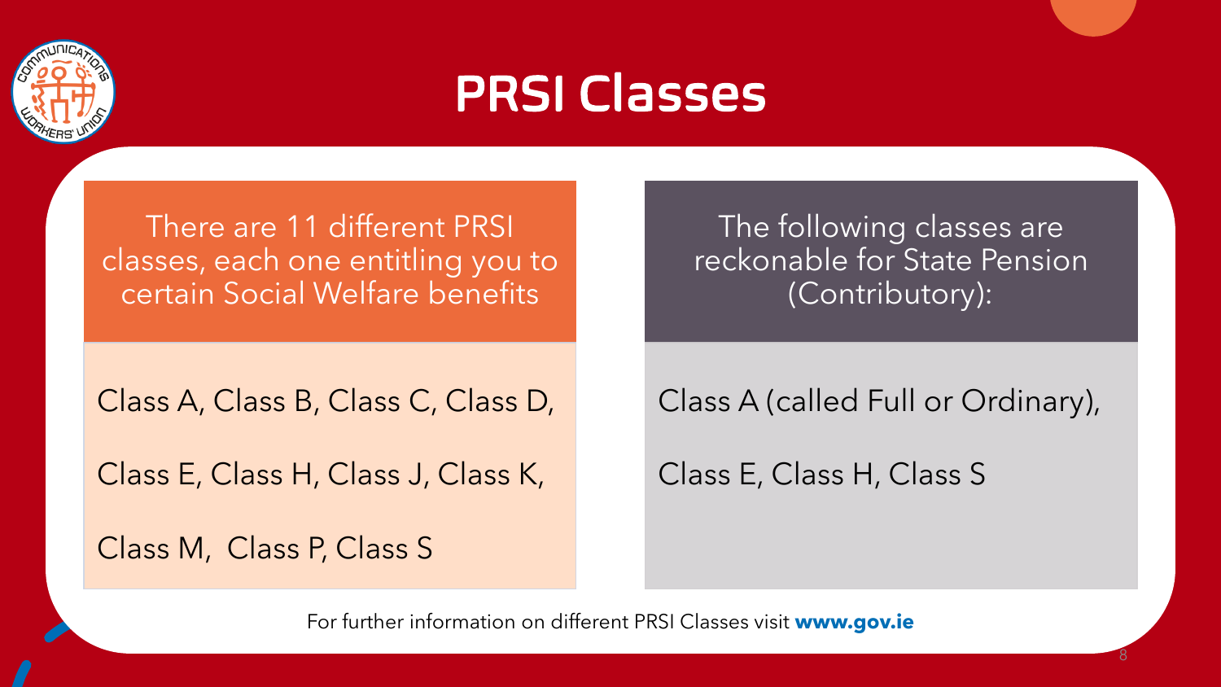# PRSI Classes

There are 11 different PRSI classes, each one entitling you to certain Social Welfare benefits

Class A, Class B, Class C, Class D,

Class E, Class H, Class J, Class K,

Class M, Class P, Class S

The following classes are reckonable for State Pension (Contributory):

Class A (called Full or Ordinary),

Class E, Class H, Class S

For further information on different PRSI Classes visit **www.gov.ie**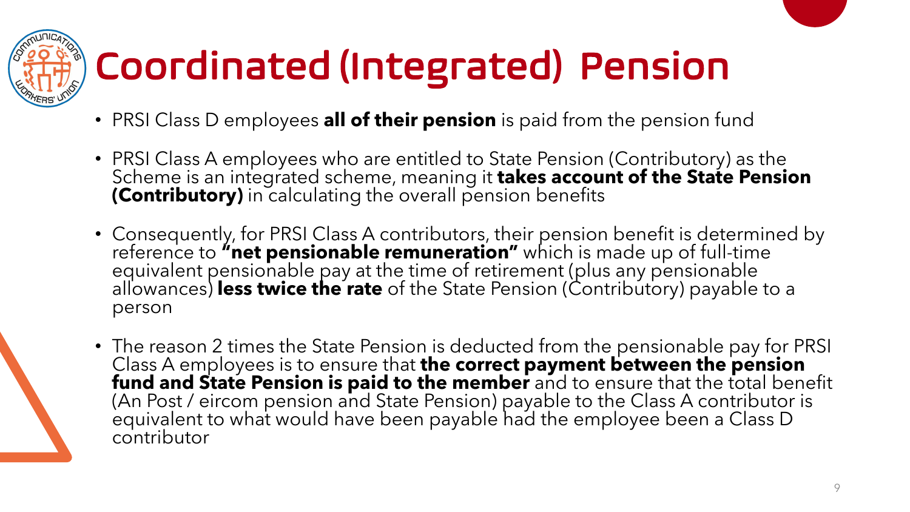# Coordinated (Integrated) Pension

- PRSI Class D employees **all of their pension** is paid from the pension fund
- PRSI Class A employees who are entitled to State Pension (Contributory) as the Scheme is an integrated scheme, meaning it **takes account of the State Pension (Contributory)** in calculating the overall pension benefits
- Consequently, for PRSI Class A contributors, their pension benefit is determined by reference to **"net pensionable remuneration"** which is made up of full-time equivalent pensionable pay at the time of retirement (plus any pensionable allowances) **less twice the rate** of the State Pension (Contributory) payable to a person
- The reason 2 times the State Pension is deducted from the pensionable pay for PRSI Class A employees is to ensure that **the correct payment between the pension fund and State Pension is paid to the member** and to ensure that the total benefit (An Post / eircom pension and State Pension) payable to the Class A contributor is equivalent to what would have been payable had the employee been a Class D contributor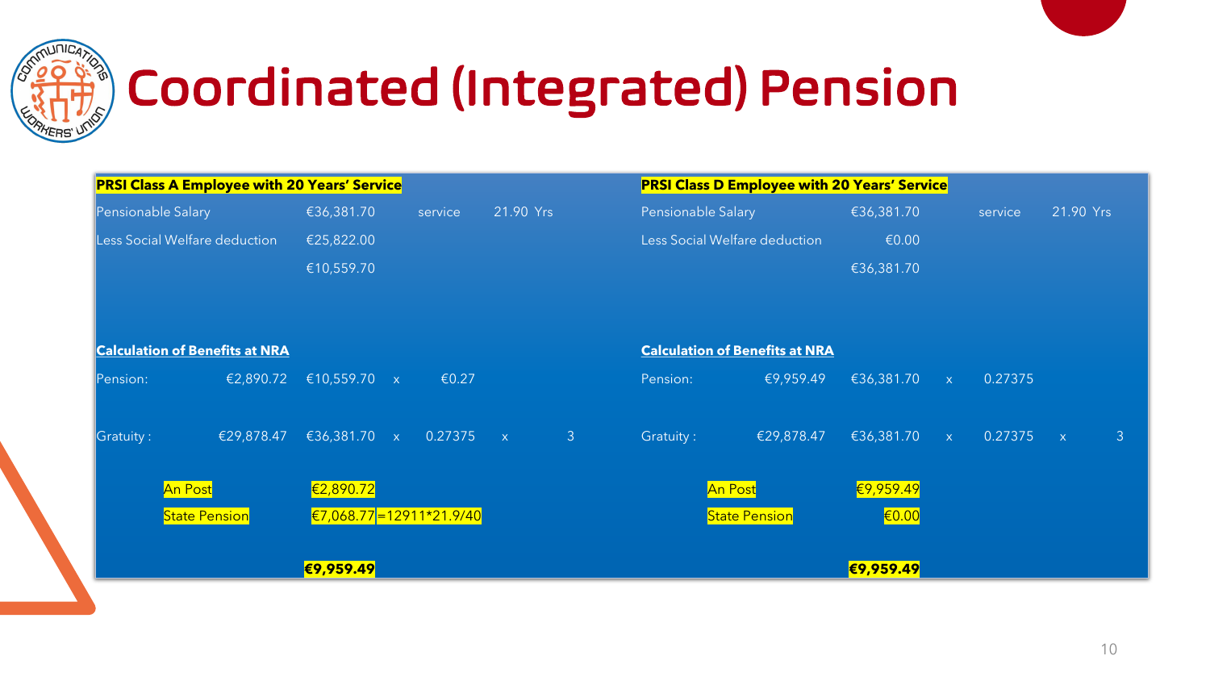# Coordinated (Integrated) Pension

**PRSI Class A Employee with 20 Years' Service**

| | | | | | |
|---|---|---|---|---|---|
| Pensionable Salary | | €36,381.70 | service | 21.90 Yrs | |
| Less Social Welfare deduction | | €25,822.00 | | | |
| | | €10,559.70 | | | |

**Calculation of Benefits at NRA**

| | | | | | | |
|---|---|---|---|---|---|---|
| Pension: | €2,890.72 | €10,559.70 | x | €0.27 | | |
| Gratuity : | €29,878.47 | €36,381.70 | x | 0.27375 | x | 3 |

| | |
|---|---|
| An Post | €2,890.72 |
| State Pension | €7,068.77 =12911*21.9/40 |
| | **€9,959.49** |

**PRSI Class D Employee with 20 Years' Service**

| | | | | | |
|---|---|---|---|---|---|
| Pensionable Salary | | €36,381.70 | service | 21.90 Yrs | |
| Less Social Welfare deduction | | €0.00 | | | |
| | | €36,381.70 | | | |

**Calculation of Benefits at NRA**

| | | | | | | |
|---|---|---|---|---|---|---|
| Pension: | €9,959.49 | €36,381.70 | x | 0.27375 | | |
| Gratuity : | €29,878.47 | €36,381.70 | x | 0.27375 | x | 3 |

| | |
|---|---|
| An Post | €9,959.49 |
| State Pension | €0.00 |
| | **€9,959.49** |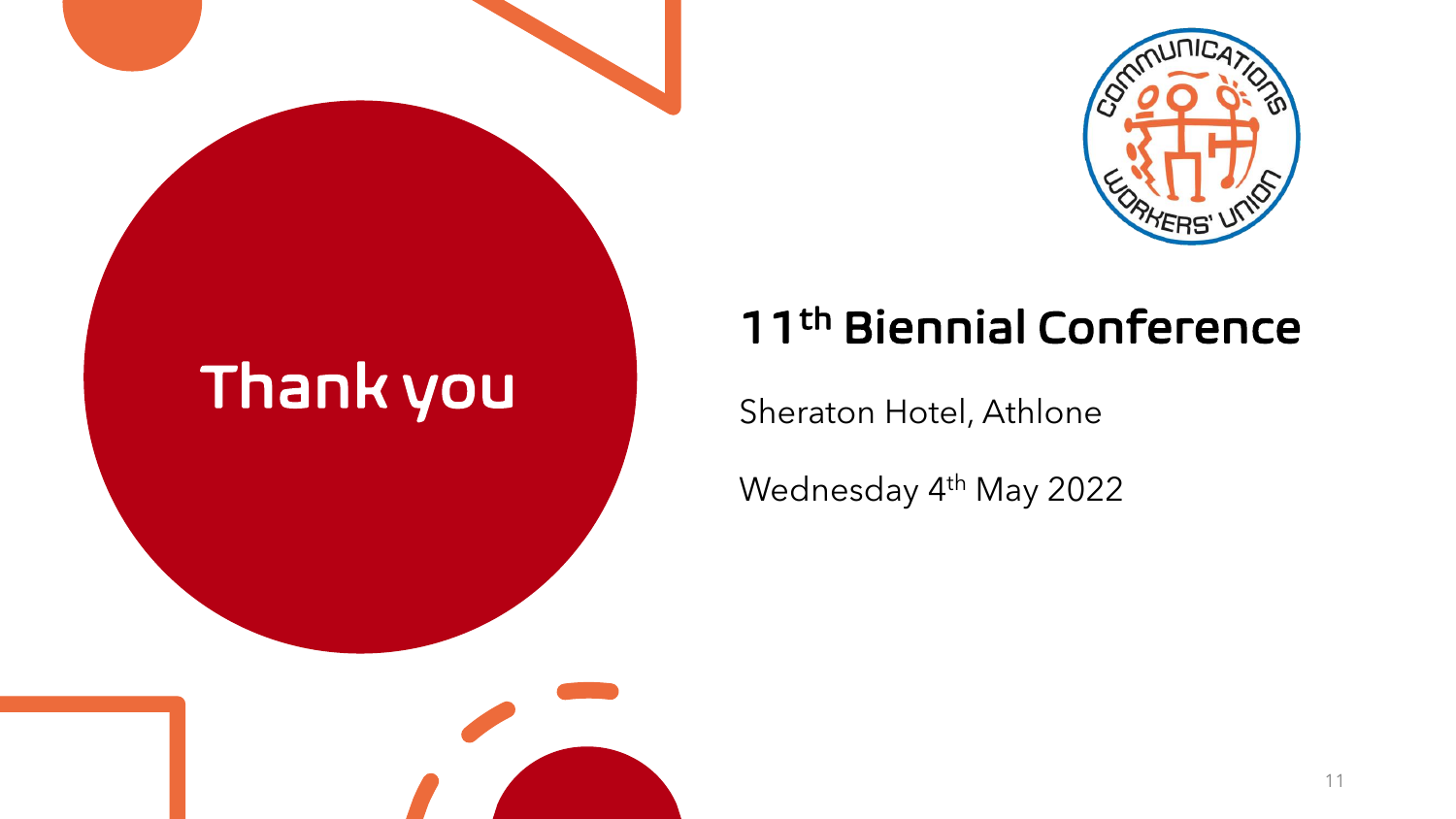# Thank you

## 11th Biennial Conference

Sheraton Hotel, Athlone

Wednesday 4th May 2022